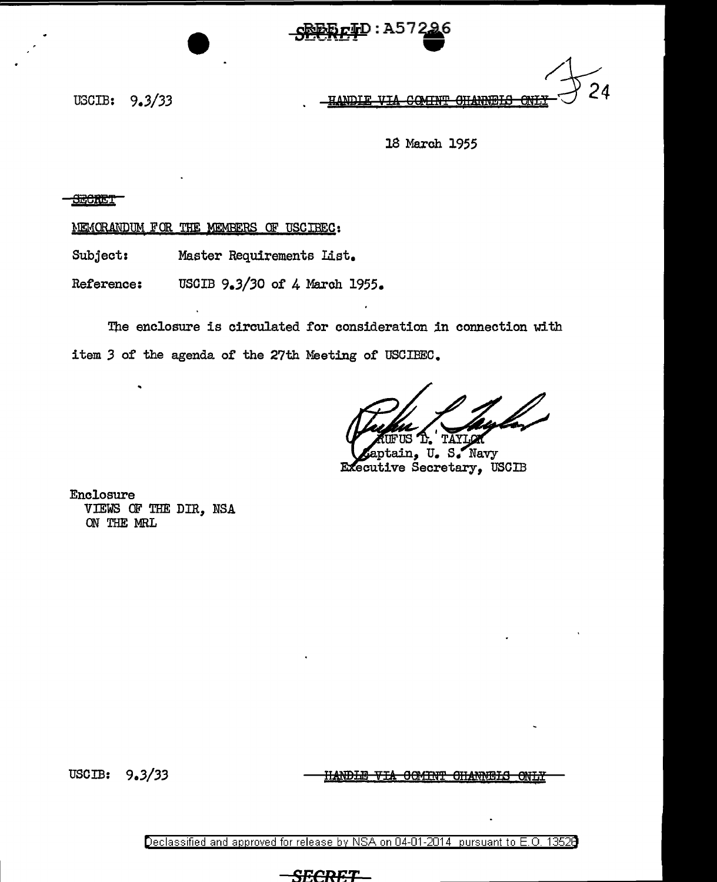SECRET REF ID:A57296

USCIB: 9.3/33

~~HANDLE VIA COMINT CHANNELS ONLY~~

24

18 March 1955

~~SECRET~~

MEMORANDUM FOR THE MEMBERS OF USCIBEC:

Subject: Master Requirements List.

Reference: USCIB 9.3/30 of 4 March 1955.

The enclosure is circulated for consideration in connection with item 3 of the agenda of the 27th Meeting of USCIBEC.

RUFUS L. TAYLOR
Captain, U. S. Navy
Executive Secretary, USCIB

Enclosure
VIEWS OF THE DIR, NSA
ON THE MRL

USCIB: 9.3/33

~~HANDLE VIA COMINT CHANNELS ONLY~~

Declassified and approved for release by NSA on 04-01-2014 pursuant to E.O. 13526

SECRET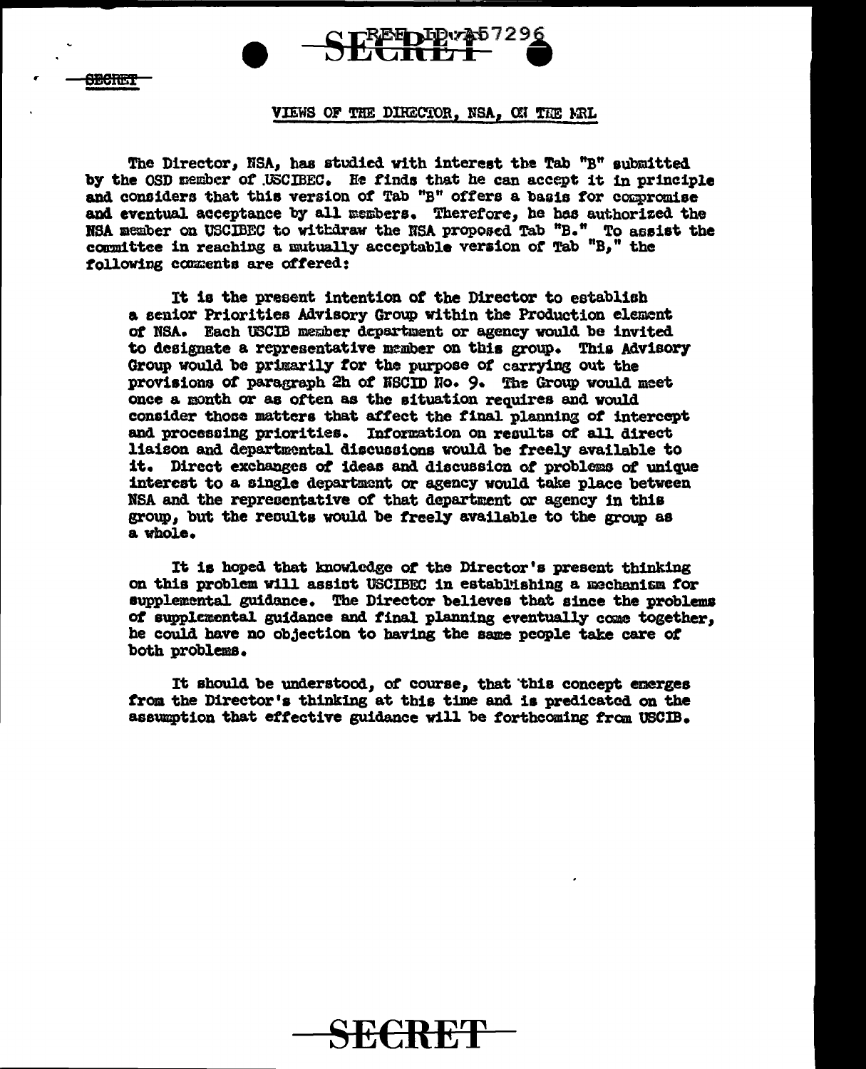## VIEWS OF THE DIRECTOR, NSA, ON THE MRL

The Director, NSA, has studied with interest the Tab "B" submitted by the OSD member of USCIBEC. He finds that he can accept it in principle and considers that this version of Tab "B" offers a basis for compromise and eventual acceptance by all members. Therefore, he has authorized the NSA member on USCIBEC to withdraw the NSA proposed Tab "B." To assist the committee in reaching a mutually acceptable version of Tab "B," the following comments are offered:

It is the present intention of the Director to establish a senior Priorities Advisory Group within the Production element of NSA. Each USCIB member department or agency would be invited to designate a representative member on this group. This Advisory Group would be primarily for the purpose of carrying out the provisions of paragraph 2h of NSCID No. 9. The Group would meet once a month or as often as the situation requires and would consider those matters that affect the final planning of intercept and processing priorities. Information on results of all direct liaison and departmental discussions would be freely available to it. Direct exchanges of ideas and discussion of problems of unique interest to a single department or agency would take place between NSA and the representative of that department or agency in this group, but the results would be freely available to the group as a whole.

It is hoped that knowledge of the Director's present thinking on this problem will assist USCIBEC in establishing a mechanism for supplemental guidance. The Director believes that since the problems of supplemental guidance and final planning eventually come together, he could have no objection to having the same people take care of both problems.

It should be understood, of course, that this concept emerges from the Director's thinking at this time and is predicated on the assumption that effective guidance will be forthcoming from USCIB.